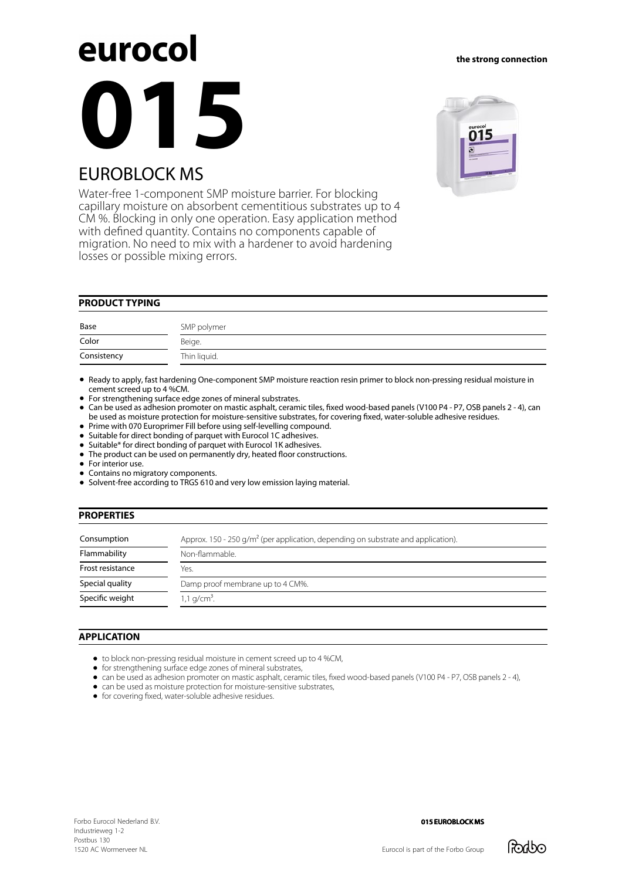# eurocol

**the strong connection**

# 015

## EUROBLOCK MS

Water-free 1-component SMP moisture barrier. For blocking capillary moisture on absorbent cementitious substrates up to 4 CM %. Blocking in only one operation. Easy application method with defined quantity. Contains no components capable of migration. No need to mix with a hardener to avoid hardening losses or possible mixing errors.

### PRODUCT TYPING

| | |
|---|---|
| Base | SMP polymer |
| Color | Beige. |
| Consistency | Thin liquid. |

- Ready to apply, fast hardening One-component SMP moisture reaction resin primer to block non-pressing residual moisture in cement screed up to 4 %CM.
- For strengthening surface edge zones of mineral substrates.
- Can be used as adhesion promoter on mastic asphalt, ceramic tiles, fixed wood-based panels (V100 P4 - P7, OSB panels 2 - 4), can be used as moisture protection for moisture-sensitive substrates, for covering fixed, water-soluble adhesive residues.
- Prime with 070 Europrimer Fill before using self-levelling compound.
- Suitable for direct bonding of parquet with Eurocol 1C adhesives.
- Suitable* for direct bonding of parquet with Eurocol 1K adhesives.
- The product can be used on permanently dry, heated floor constructions.
- For interior use.
- Contains no migratory components.
- Solvent-free according to TRGS 610 and very low emission laying material.

### PROPERTIES

| | |
|---|---|
| Consumption | Approx. 150 - 250 g/m² (per application, depending on substrate and application). |
| Flammability | Non-flammable. |
| Frost resistance | Yes. |
| Special quality | Damp proof membrane up to 4 CM%. |
| Specific weight | 1,1 g/cm³. |

### APPLICATION

- to block non-pressing residual moisture in cement screed up to 4 %CM,
- for strengthening surface edge zones of mineral substrates,
- can be used as adhesion promoter on mastic asphalt, ceramic tiles, fixed wood-based panels (V100 P4 - P7, OSB panels 2 - 4),
- can be used as moisture protection for moisture-sensitive substrates,
- for covering fixed, water-soluble adhesive residues.

Forbo Eurocol Nederland B.V.
Industrieweg 1-2
Postbus 130
1520 AC Wormerveer NL

Eurocol is part of the Forbo Group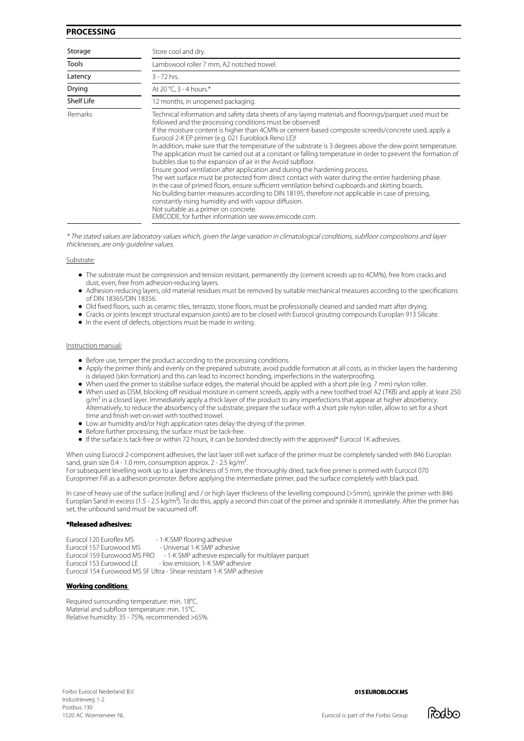## PROCESSING

| | |
|---|---|
| Storage | Store cool and dry. |
| Tools | Lambswool roller 7 mm, A2 notched trowel. |
| Latency | 3 - 72 hrs. |
| Drying | At 20 °C, 3 - 4 hours.* |
| Shelf Life | 12 months, in unopened packaging. |
| Remarks | Technical information and safety data sheets of any laying materials and floorings/parquet used must be followed and the processing conditions must be observed!<br>If the moisture content is higher than 4CM% or cement-based composite screeds/concrete used, apply a Eurocol 2-K EP primer (e.g. 021 Euroblock Reno LE)!<br>In addition, make sure that the temperature of the substrate is 3 degrees above the dew point temperature.<br>The application must be carried out at a constant or falling temperature in order to prevent the formation of bubbles due to the expansion of air in the Avoid subfloor.<br>Ensure good ventilation after application and during the hardening process.<br>The wet surface must be protected from direct contact with water during the entire hardening phase.<br>In the case of primed floors, ensure sufficient ventilation behind cupboards and skirting boards.<br>No building barrier measures according to DIN 18195, therefore not applicable in case of pressing, constantly rising humidity and with vapour diffusion.<br>Not suitable as a primer on concrete.<br>EMICODE, for further information see www.emicode.com. |

*\* The stated values are laboratory values which, given the large variation in climatological conditions, subfloor compositions and layer thicknesses, are only guideline values.*

Substrate:

- The substrate must be compression and tension resistant, permanently dry (cement screeds up to 4CM%), free from cracks and dust, even, free from adhesion-reducing layers.
- Adhesion-reducing layers, old material residues must be removed by suitable mechanical measures according to the specifications of DIN 18365/DIN 18356.
- Old fixed floors, such as ceramic tiles, terrazzo, stone floors, must be professionally cleaned and sanded matt after drying.
- Cracks or joints (except structural expansion joints) are to be closed with Eurocol grouting compounds Europlan 913 Silicate.
- In the event of defects, objections must be made in writing.

Instruction manual:

- Before use, temper the product according to the processing conditions.
- Apply the primer thinly and evenly on the prepared substrate, avoid puddle formation at all costs, as in thicker layers the hardening is delayed (skin formation) and this can lead to incorrect bonding, imperfections in the waterproofing.
- When used the primer to stabilise surface edges, the material should be applied with a short pile (e.g. 7 mm) nylon roller.
- When used as DSM, blocking off residual moisture in cement screeds, apply with a new toothed troel A2 (TKB) and apply at least 250 g/m² in a closed layer. Immediately apply a thick layer of the product to any imperfections that appear at higher absorbency. Alternatively, to reduce the absorbency of the substrate, prepare the surface with a short pile nylon roller, allow to set for a short time and finish wet-on-wet with toothed trowel.
- Low air humidity and/or high application rates delay the drying of the primer.
- Before further processing, the surface must be tack-free.
- If the surface is tack-free or within 72 hours, it can be bonded directly with the approved* Eurocol 1K adhesives.

When using Eurocol 2-component adhesives, the last layer still wet surface of the primer must be completely sanded with 846 Europlan sand, grain size 0.4 - 1.0 mm, consumption approx. 2 - 2.5 kg/m².
For subsequent levelling work up to a layer thickness of 5 mm, the thoroughly dried, tack-free primer is primed with Eurocol 070 Europrimer Fill as a adhesion promoter. Before applying the intermediate primer, pad the surface completely with black pad.

In case of heavy use of the surface (rolling) and / or high layer thickness of the levelling compound (>5mm), sprinkle the primer with 846 Europlan Sand in excess (1.5 - 2.5 kg/m²). To do this, apply a second thin coat of the primer and sprinkle it immediately. After the primer has set, the unbound sand must be vacuumed off.

**\*Released adhesives:**

Eurocol 120 Euroflex MS - 1-K SMP flooring adhesive
Eurocol 157 Eurowood MS - Universal 1-K SMP adhesive
Eurocol 159 Eurowood MS PRO - 1-K SMP adhesive especially for multilayer parquet
Eurocol 153 Eurowood LE - low emission, 1-K SMP adhesive
Eurocol 154 Eurowood MS SF Ultra - Shear-resistant 1-K SMP adhesive

**Working conditions**:

Required surrounding temperature: min. 18°C.
Material and subfloor temperature: min. 15°C.
Relative humidity: 35 - 75%, recommended >65%.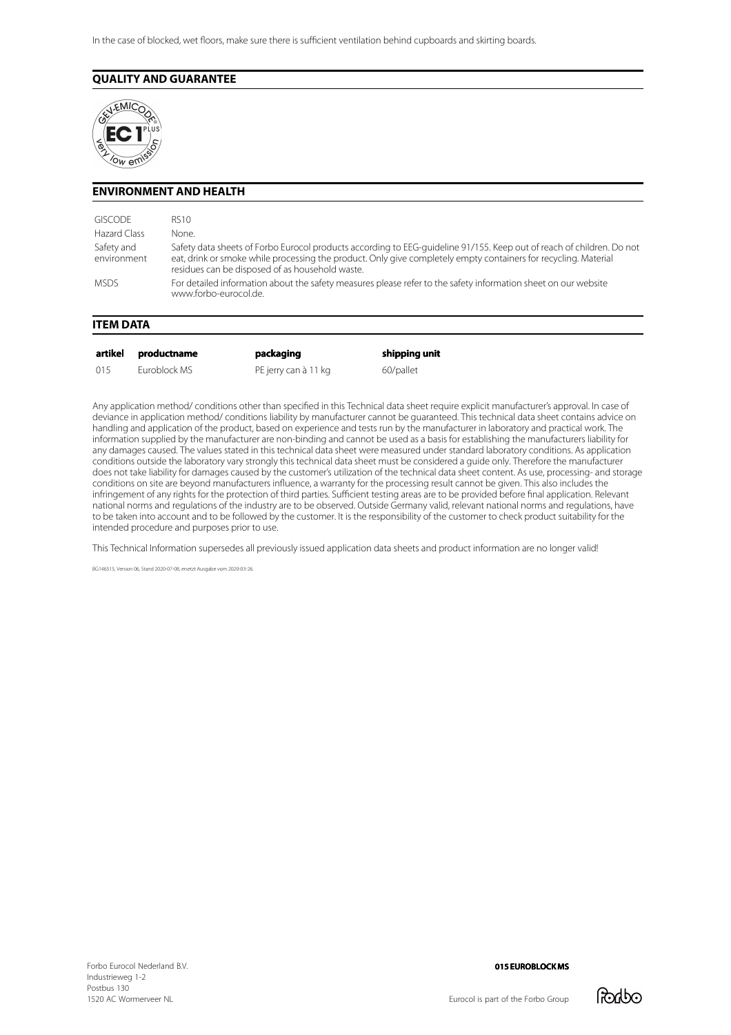In the case of blocked, wet floors, make sure there is sufficient ventilation behind cupboards and skirting boards.

## QUALITY AND GUARANTEE

GEV-EMICODE EC 1 PLUS very low emission

## ENVIRONMENT AND HEALTH

| | |
|---|---|
| GISCODE | RS10 |
| Hazard Class | None. |
| Safety and environment | Safety data sheets of Forbo Eurocol products according to EEG-guideline 91/155. Keep out of reach of children. Do not eat, drink or smoke while processing the product. Only give completely empty containers for recycling. Material residues can be disposed of as household waste. |
| MSDS | For detailed information about the safety measures please refer to the safety information sheet on our website www.forbo-eurocol.de. |

## ITEM DATA

| artikel | productname | packaging | shipping unit |
|---|---|---|---|
| 015 | Euroblock MS | PE jerry can à 11 kg | 60/pallet |

Any application method/ conditions other than specified in this Technical data sheet require explicit manufacturer's approval. In case of deviance in application method/ conditions liability by manufacturer cannot be guaranteed. This technical data sheet contains advice on handling and application of the product, based on experience and tests run by the manufacturer in laboratory and practical work. The information supplied by the manufacturer are non-binding and cannot be used as a basis for establishing the manufacturers liability for any damages caused. The values stated in this technical data sheet were measured under standard laboratory conditions. As application conditions outside the laboratory vary strongly this technical data sheet must be considered a guide only. Therefore the manufacturer does not take liability for damages caused by the customer's utilization of the technical data sheet content. As use, processing- and storage conditions on site are beyond manufacturers influence, a warranty for the processing result cannot be given. This also includes the infringement of any rights for the protection of third parties. Sufficient testing areas are to be provided before final application. Relevant national norms and regulations of the industry are to be observed. Outside Germany valid, relevant national norms and regulations, have to be taken into account and to be followed by the customer. It is the responsibility of the customer to check product suitability for the intended procedure and purposes prior to use.

This Technical Information supersedes all previously issued application data sheets and product information are no longer valid!

BG146515, Version 06, Stand 2020-07-08, ersetzt Ausgabe vom 2020-03-26.

Forbo Eurocol Nederland B.V.
Industrieweg 1-2
Postbus 130
1520 AC Wormerveer NL

015 EUROBLOCK MS

Eurocol is part of the Forbo Group